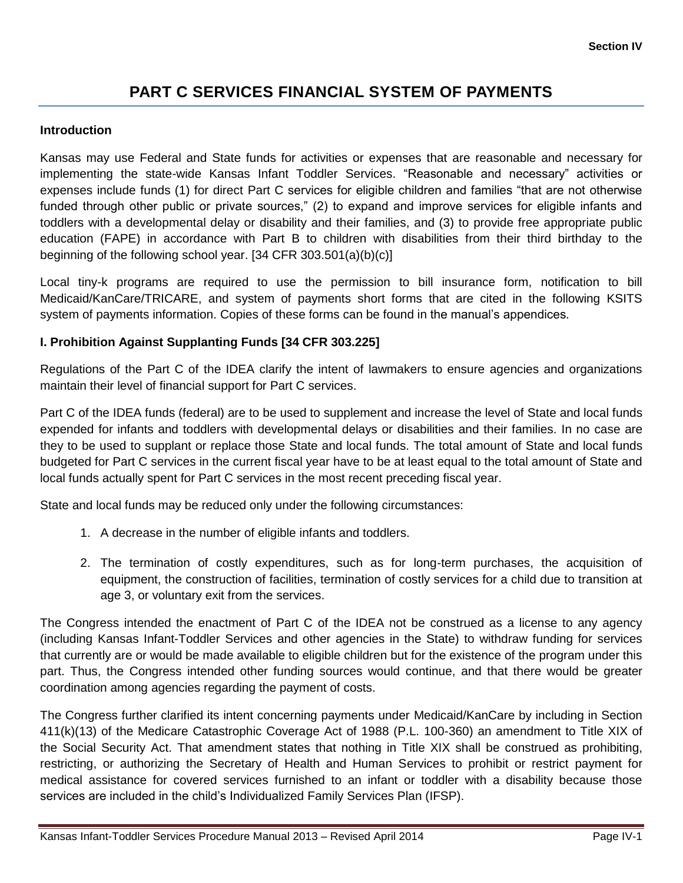# PART C SERVICES FINANCIAL SYSTEM OF PAYMENTS

**Introduction**

Kansas may use Federal and State funds for activities or expenses that are reasonable and necessary for implementing the state-wide Kansas Infant Toddler Services. "Reasonable and necessary" activities or expenses include funds (1) for direct Part C services for eligible children and families "that are not otherwise funded through other public or private sources," (2) to expand and improve services for eligible infants and toddlers with a developmental delay or disability and their families, and (3) to provide free appropriate public education (FAPE) in accordance with Part B to children with disabilities from their third birthday to the beginning of the following school year. [34 CFR 303.501(a)(b)(c)]

Local tiny-k programs are required to use the permission to bill insurance form, notification to bill Medicaid/KanCare/TRICARE, and system of payments short forms that are cited in the following KSITS system of payments information. Copies of these forms can be found in the manual's appendices.

**I. Prohibition Against Supplanting Funds [34 CFR 303.225]**

Regulations of the Part C of the IDEA clarify the intent of lawmakers to ensure agencies and organizations maintain their level of financial support for Part C services.

Part C of the IDEA funds (federal) are to be used to supplement and increase the level of State and local funds expended for infants and toddlers with developmental delays or disabilities and their families. In no case are they to be used to supplant or replace those State and local funds. The total amount of State and local funds budgeted for Part C services in the current fiscal year have to be at least equal to the total amount of State and local funds actually spent for Part C services in the most recent preceding fiscal year.

State and local funds may be reduced only under the following circumstances:

1. A decrease in the number of eligible infants and toddlers.
2. The termination of costly expenditures, such as for long-term purchases, the acquisition of equipment, the construction of facilities, termination of costly services for a child due to transition at age 3, or voluntary exit from the services.

The Congress intended the enactment of Part C of the IDEA not be construed as a license to any agency (including Kansas Infant-Toddler Services and other agencies in the State) to withdraw funding for services that currently are or would be made available to eligible children but for the existence of the program under this part. Thus, the Congress intended other funding sources would continue, and that there would be greater coordination among agencies regarding the payment of costs.

The Congress further clarified its intent concerning payments under Medicaid/KanCare by including in Section 411(k)(13) of the Medicare Catastrophic Coverage Act of 1988 (P.L. 100-360) an amendment to Title XIX of the Social Security Act. That amendment states that nothing in Title XIX shall be construed as prohibiting, restricting, or authorizing the Secretary of Health and Human Services to prohibit or restrict payment for medical assistance for covered services furnished to an infant or toddler with a disability because those services are included in the child's Individualized Family Services Plan (IFSP).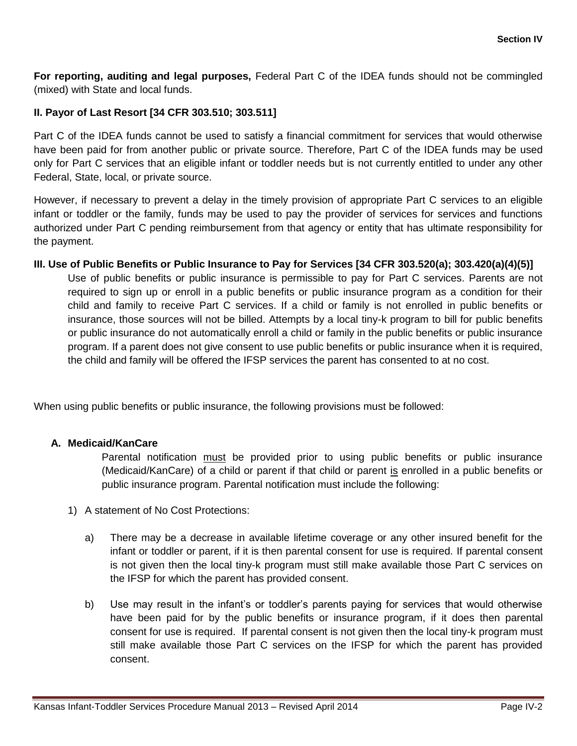**For reporting, auditing and legal purposes,** Federal Part C of the IDEA funds should not be commingled (mixed) with State and local funds.

## II. Payor of Last Resort [34 CFR 303.510; 303.511]

Part C of the IDEA funds cannot be used to satisfy a financial commitment for services that would otherwise have been paid for from another public or private source. Therefore, Part C of the IDEA funds may be used only for Part C services that an eligible infant or toddler needs but is not currently entitled to under any other Federal, State, local, or private source.

However, if necessary to prevent a delay in the timely provision of appropriate Part C services to an eligible infant or toddler or the family, funds may be used to pay the provider of services for services and functions authorized under Part C pending reimbursement from that agency or entity that has ultimate responsibility for the payment.

## III. Use of Public Benefits or Public Insurance to Pay for Services [34 CFR 303.520(a); 303.420(a)(4)(5)]

Use of public benefits or public insurance is permissible to pay for Part C services. Parents are not required to sign up or enroll in a public benefits or public insurance program as a condition for their child and family to receive Part C services. If a child or family is not enrolled in public benefits or insurance, those sources will not be billed. Attempts by a local tiny-k program to bill for public benefits or public insurance do not automatically enroll a child or family in the public benefits or public insurance program. If a parent does not give consent to use public benefits or public insurance when it is required, the child and family will be offered the IFSP services the parent has consented to at no cost.

When using public benefits or public insurance, the following provisions must be followed:

### A. Medicaid/KanCare

Parental notification <u>must</u> be provided prior to using public benefits or public insurance (Medicaid/KanCare) of a child or parent if that child or parent <u>is</u> enrolled in a public benefits or public insurance program. Parental notification must include the following:

1) A statement of No Cost Protections:

   a) There may be a decrease in available lifetime coverage or any other insured benefit for the infant or toddler or parent, if it is then parental consent for use is required. If parental consent is not given then the local tiny-k program must still make available those Part C services on the IFSP for which the parent has provided consent.

   b) Use may result in the infant's or toddler's parents paying for services that would otherwise have been paid for by the public benefits or insurance program, if it does then parental consent for use is required. If parental consent is not given then the local tiny-k program must still make available those Part C services on the IFSP for which the parent has provided consent.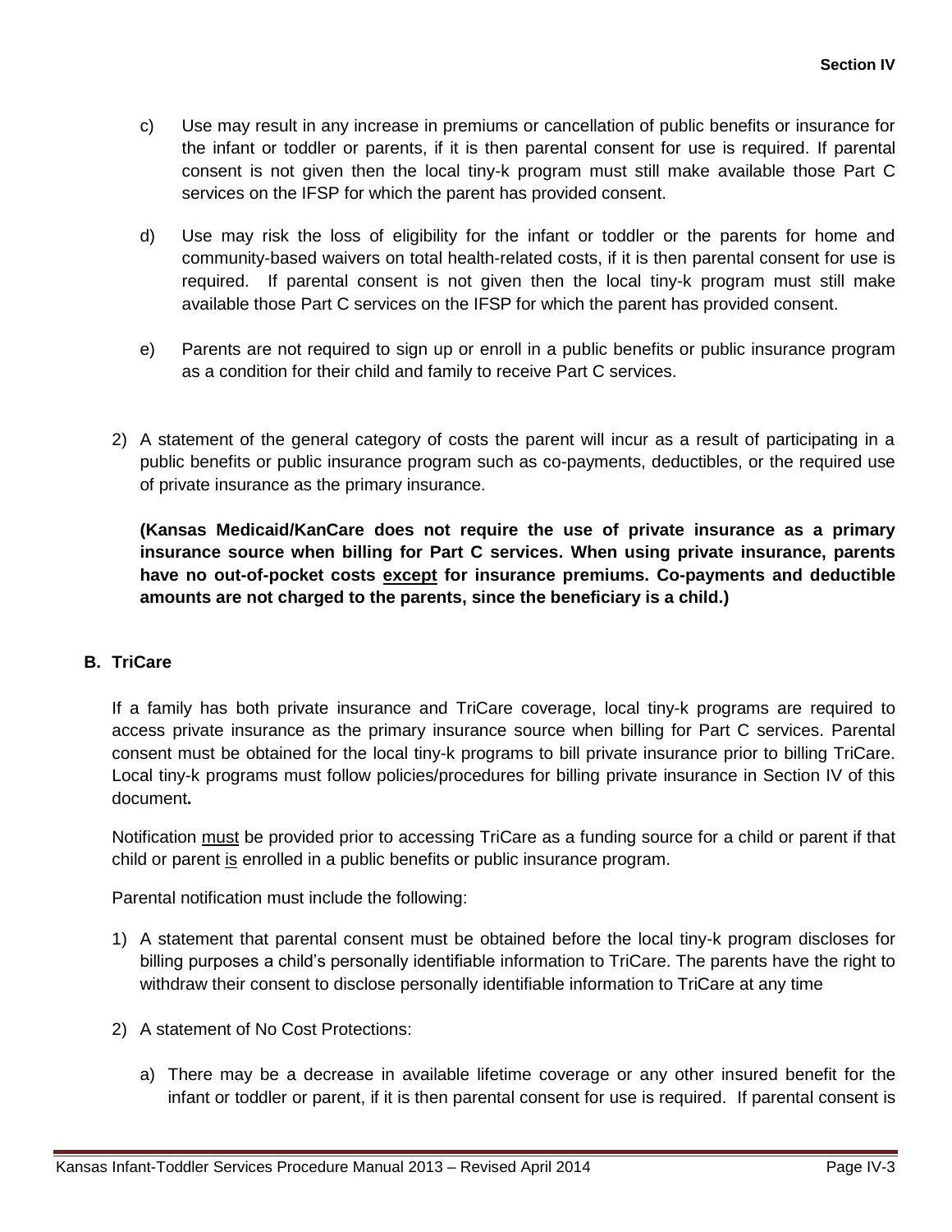c) Use may result in any increase in premiums or cancellation of public benefits or insurance for the infant or toddler or parents, if it is then parental consent for use is required. If parental consent is not given then the local tiny-k program must still make available those Part C services on the IFSP for which the parent has provided consent.

d) Use may risk the loss of eligibility for the infant or toddler or the parents for home and community-based waivers on total health-related costs, if it is then parental consent for use is required. If parental consent is not given then the local tiny-k program must still make available those Part C services on the IFSP for which the parent has provided consent.

e) Parents are not required to sign up or enroll in a public benefits or public insurance program as a condition for their child and family to receive Part C services.

2) A statement of the general category of costs the parent will incur as a result of participating in a public benefits or public insurance program such as co-payments, deductibles, or the required use of private insurance as the primary insurance.

**(Kansas Medicaid/KanCare does not require the use of private insurance as a primary insurance source when billing for Part C services. When using private insurance, parents have no out-of-pocket costs <u>except</u> for insurance premiums. Co-payments and deductible amounts are not charged to the parents, since the beneficiary is a child.)**

## B. TriCare

If a family has both private insurance and TriCare coverage, local tiny-k programs are required to access private insurance as the primary insurance source when billing for Part C services. Parental consent must be obtained for the local tiny-k programs to bill private insurance prior to billing TriCare. Local tiny-k programs must follow policies/procedures for billing private insurance in Section IV of this document**.**

Notification <u>must</u> be provided prior to accessing TriCare as a funding source for a child or parent if that child or parent <u>is</u> enrolled in a public benefits or public insurance program.

Parental notification must include the following:

1) A statement that parental consent must be obtained before the local tiny-k program discloses for billing purposes a child's personally identifiable information to TriCare. The parents have the right to withdraw their consent to disclose personally identifiable information to TriCare at any time

2) A statement of No Cost Protections:

a) There may be a decrease in available lifetime coverage or any other insured benefit for the infant or toddler or parent, if it is then parental consent for use is required. If parental consent is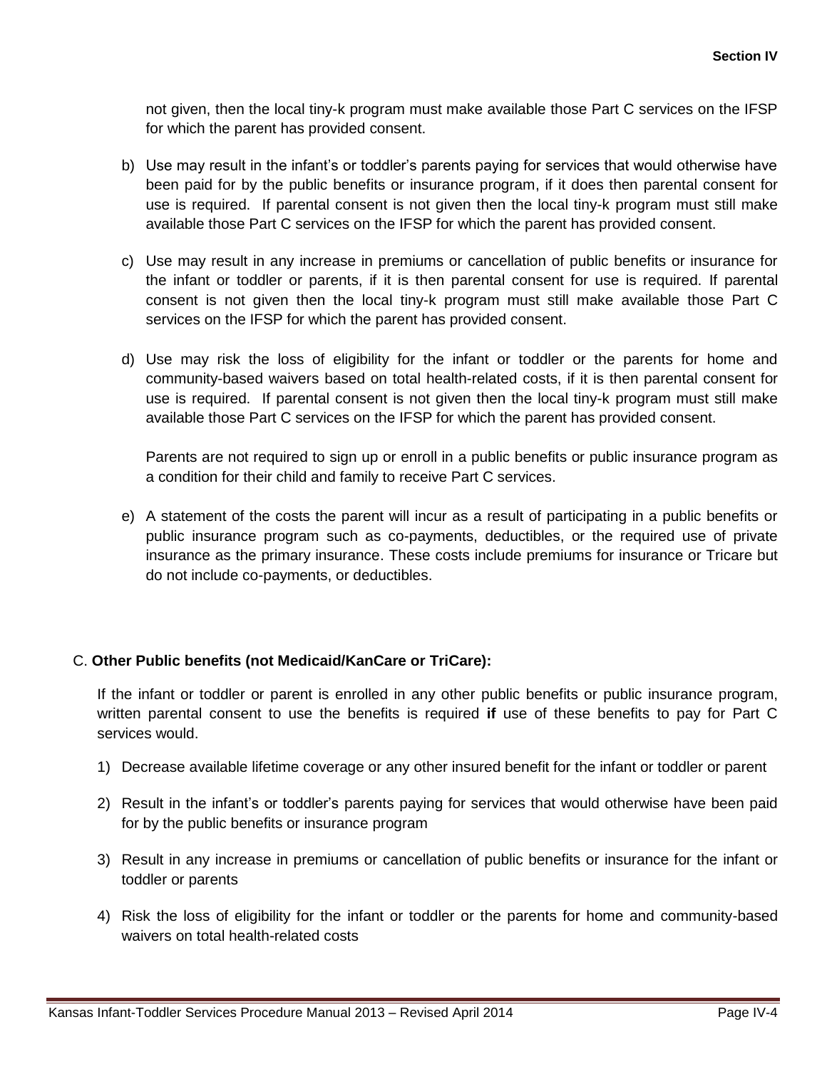not given, then the local tiny-k program must make available those Part C services on the IFSP for which the parent has provided consent.

b) Use may result in the infant's or toddler's parents paying for services that would otherwise have been paid for by the public benefits or insurance program, if it does then parental consent for use is required. If parental consent is not given then the local tiny-k program must still make available those Part C services on the IFSP for which the parent has provided consent.

c) Use may result in any increase in premiums or cancellation of public benefits or insurance for the infant or toddler or parents, if it is then parental consent for use is required. If parental consent is not given then the local tiny-k program must still make available those Part C services on the IFSP for which the parent has provided consent.

d) Use may risk the loss of eligibility for the infant or toddler or the parents for home and community-based waivers based on total health-related costs, if it is then parental consent for use is required. If parental consent is not given then the local tiny-k program must still make available those Part C services on the IFSP for which the parent has provided consent.

   Parents are not required to sign up or enroll in a public benefits or public insurance program as a condition for their child and family to receive Part C services.

e) A statement of the costs the parent will incur as a result of participating in a public benefits or public insurance program such as co-payments, deductibles, or the required use of private insurance as the primary insurance. These costs include premiums for insurance or Tricare but do not include co-payments, or deductibles.

C. **Other Public benefits (not Medicaid/KanCare or TriCare):**

If the infant or toddler or parent is enrolled in any other public benefits or public insurance program, written parental consent to use the benefits is required **if** use of these benefits to pay for Part C services would.

1) Decrease available lifetime coverage or any other insured benefit for the infant or toddler or parent

2) Result in the infant's or toddler's parents paying for services that would otherwise have been paid for by the public benefits or insurance program

3) Result in any increase in premiums or cancellation of public benefits or insurance for the infant or toddler or parents

4) Risk the loss of eligibility for the infant or toddler or the parents for home and community-based waivers on total health-related costs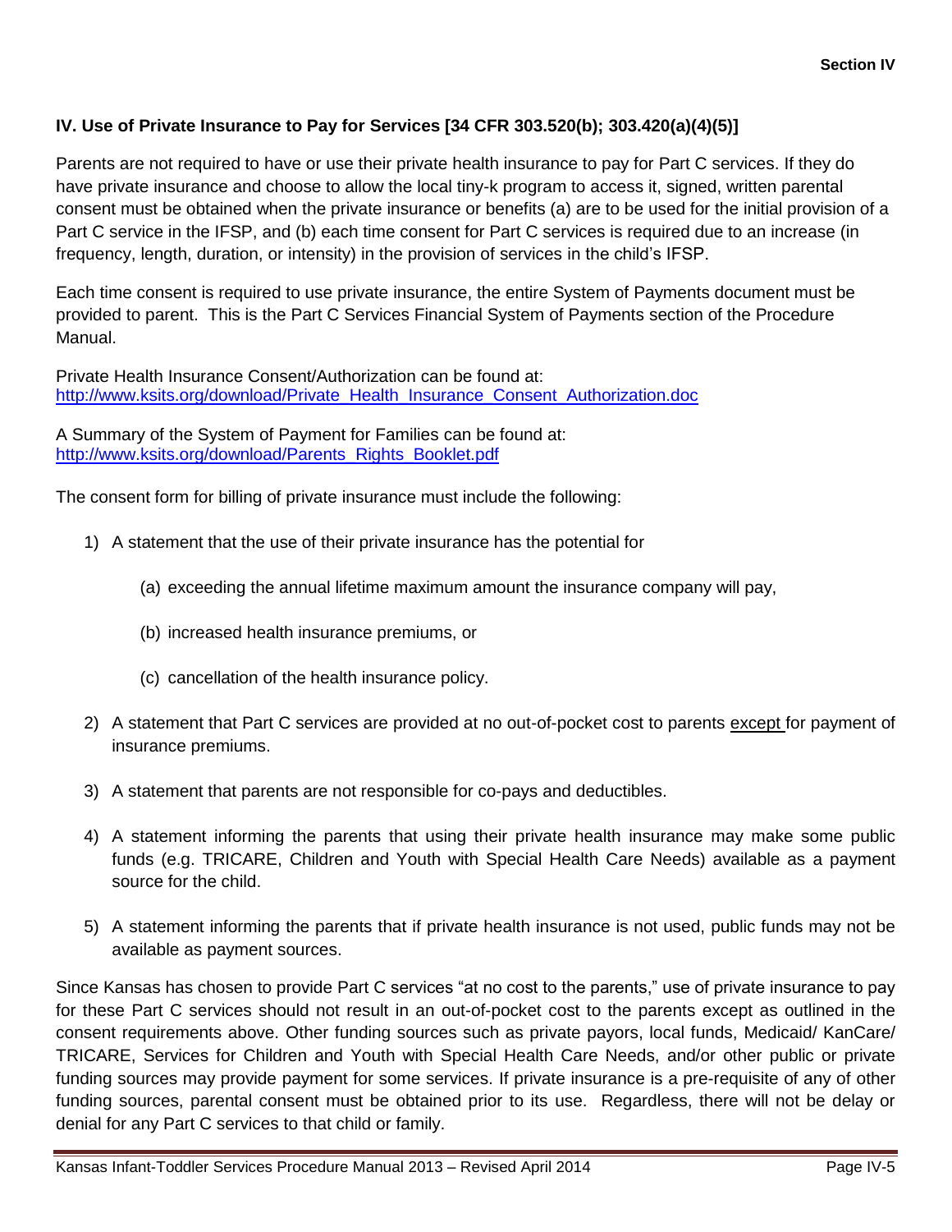## IV. Use of Private Insurance to Pay for Services [34 CFR 303.520(b); 303.420(a)(4)(5)]

Parents are not required to have or use their private health insurance to pay for Part C services. If they do have private insurance and choose to allow the local tiny-k program to access it, signed, written parental consent must be obtained when the private insurance or benefits (a) are to be used for the initial provision of a Part C service in the IFSP, and (b) each time consent for Part C services is required due to an increase (in frequency, length, duration, or intensity) in the provision of services in the child's IFSP.

Each time consent is required to use private insurance, the entire System of Payments document must be provided to parent. This is the Part C Services Financial System of Payments section of the Procedure Manual.

Private Health Insurance Consent/Authorization can be found at:
[http://www.ksits.org/download/Private_Health_Insurance_Consent_Authorization.doc](http://www.ksits.org/download/Private_Health_Insurance_Consent_Authorization.doc)

A Summary of the System of Payment for Families can be found at:
[http://www.ksits.org/download/Parents_Rights_Booklet.pdf](http://www.ksits.org/download/Parents_Rights_Booklet.pdf)

The consent form for billing of private insurance must include the following:

1) A statement that the use of their private insurance has the potential for

   (a) exceeding the annual lifetime maximum amount the insurance company will pay,

   (b) increased health insurance premiums, or

   (c) cancellation of the health insurance policy.

2) A statement that Part C services are provided at no out-of-pocket cost to parents <u>except</u> for payment of insurance premiums.

3) A statement that parents are not responsible for co-pays and deductibles.

4) A statement informing the parents that using their private health insurance may make some public funds (e.g. TRICARE, Children and Youth with Special Health Care Needs) available as a payment source for the child.

5) A statement informing the parents that if private health insurance is not used, public funds may not be available as payment sources.

Since Kansas has chosen to provide Part C services "at no cost to the parents," use of private insurance to pay for these Part C services should not result in an out-of-pocket cost to the parents except as outlined in the consent requirements above. Other funding sources such as private payors, local funds, Medicaid/ KanCare/ TRICARE, Services for Children and Youth with Special Health Care Needs, and/or other public or private funding sources may provide payment for some services. If private insurance is a pre-requisite of any of other funding sources, parental consent must be obtained prior to its use. Regardless, there will not be delay or denial for any Part C services to that child or family.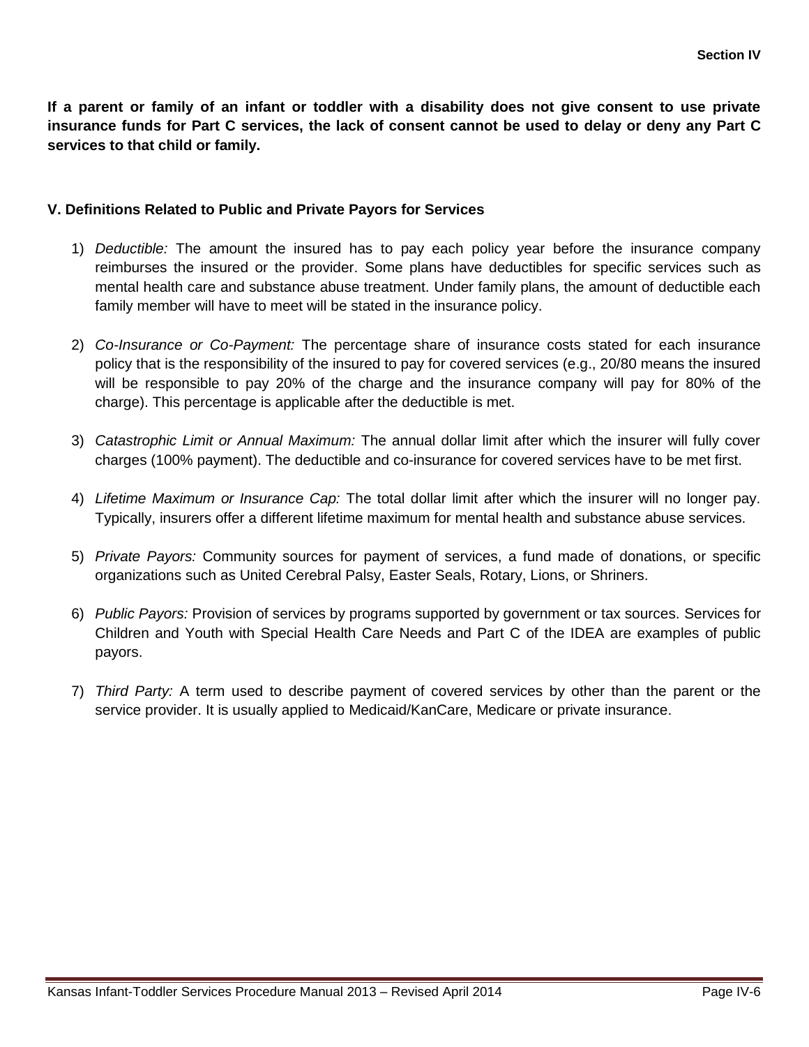**If a parent or family of an infant or toddler with a disability does not give consent to use private insurance funds for Part C services, the lack of consent cannot be used to delay or deny any Part C services to that child or family.**

## V. Definitions Related to Public and Private Payors for Services

1) *Deductible:* The amount the insured has to pay each policy year before the insurance company reimburses the insured or the provider. Some plans have deductibles for specific services such as mental health care and substance abuse treatment. Under family plans, the amount of deductible each family member will have to meet will be stated in the insurance policy.

2) *Co-Insurance or Co-Payment:* The percentage share of insurance costs stated for each insurance policy that is the responsibility of the insured to pay for covered services (e.g., 20/80 means the insured will be responsible to pay 20% of the charge and the insurance company will pay for 80% of the charge). This percentage is applicable after the deductible is met.

3) *Catastrophic Limit or Annual Maximum:* The annual dollar limit after which the insurer will fully cover charges (100% payment). The deductible and co-insurance for covered services have to be met first.

4) *Lifetime Maximum or Insurance Cap:* The total dollar limit after which the insurer will no longer pay. Typically, insurers offer a different lifetime maximum for mental health and substance abuse services.

5) *Private Payors:* Community sources for payment of services, a fund made of donations, or specific organizations such as United Cerebral Palsy, Easter Seals, Rotary, Lions, or Shriners.

6) *Public Payors:* Provision of services by programs supported by government or tax sources. Services for Children and Youth with Special Health Care Needs and Part C of the IDEA are examples of public payors.

7) *Third Party:* A term used to describe payment of covered services by other than the parent or the service provider. It is usually applied to Medicaid/KanCare, Medicare or private insurance.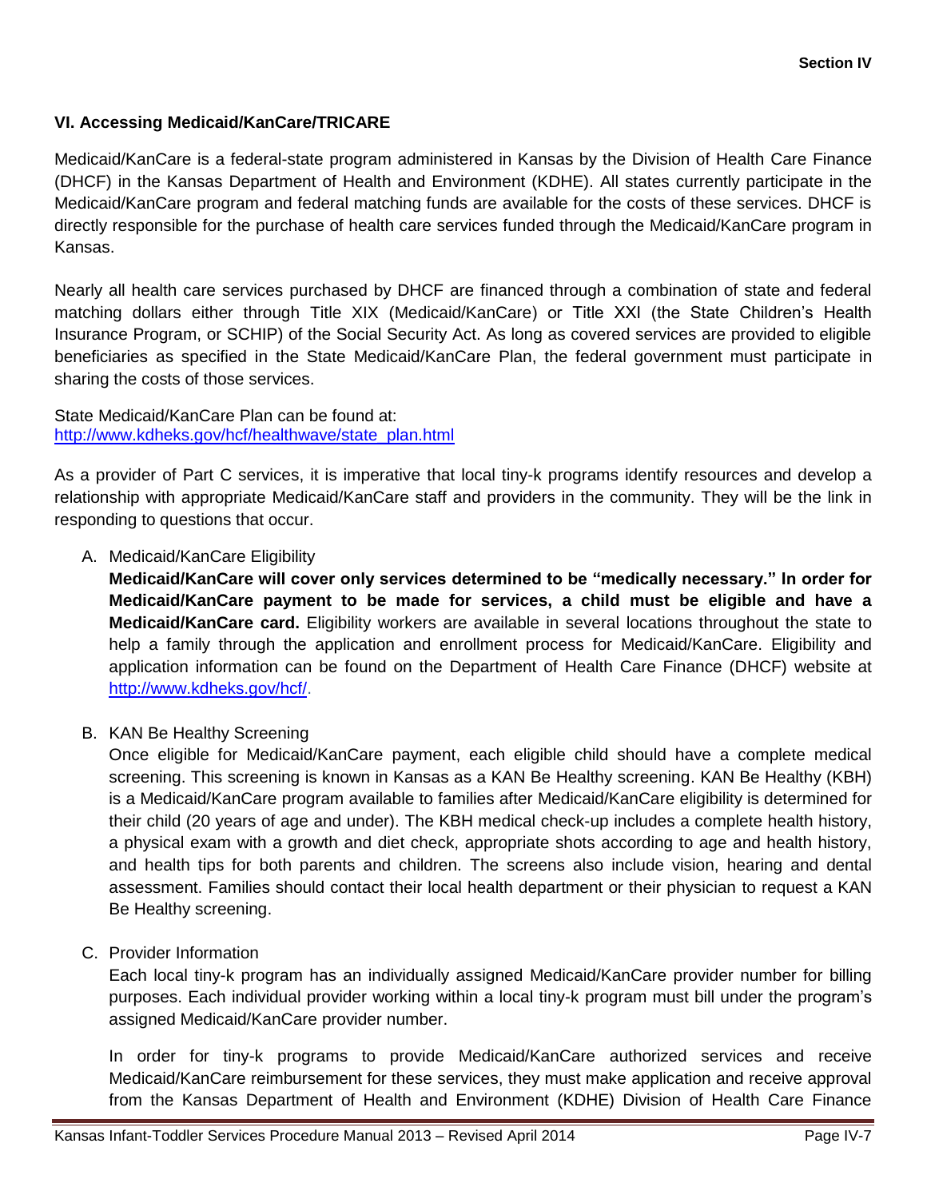### VI. Accessing Medicaid/KanCare/TRICARE

Medicaid/KanCare is a federal-state program administered in Kansas by the Division of Health Care Finance (DHCF) in the Kansas Department of Health and Environment (KDHE). All states currently participate in the Medicaid/KanCare program and federal matching funds are available for the costs of these services. DHCF is directly responsible for the purchase of health care services funded through the Medicaid/KanCare program in Kansas.

Nearly all health care services purchased by DHCF are financed through a combination of state and federal matching dollars either through Title XIX (Medicaid/KanCare) or Title XXI (the State Children's Health Insurance Program, or SCHIP) of the Social Security Act. As long as covered services are provided to eligible beneficiaries as specified in the State Medicaid/KanCare Plan, the federal government must participate in sharing the costs of those services.

State Medicaid/KanCare Plan can be found at:
[http://www.kdheks.gov/hcf/healthwave/state_plan.html](http://www.kdheks.gov/hcf/healthwave/state_plan.html)

As a provider of Part C services, it is imperative that local tiny-k programs identify resources and develop a relationship with appropriate Medicaid/KanCare staff and providers in the community. They will be the link in responding to questions that occur.

A. Medicaid/KanCare Eligibility

**Medicaid/KanCare will cover only services determined to be "medically necessary." In order for Medicaid/KanCare payment to be made for services, a child must be eligible and have a Medicaid/KanCare card.** Eligibility workers are available in several locations throughout the state to help a family through the application and enrollment process for Medicaid/KanCare. Eligibility and application information can be found on the Department of Health Care Finance (DHCF) website at [http://www.kdheks.gov/hcf/](http://www.kdheks.gov/hcf/).

B. KAN Be Healthy Screening

Once eligible for Medicaid/KanCare payment, each eligible child should have a complete medical screening. This screening is known in Kansas as a KAN Be Healthy screening. KAN Be Healthy (KBH) is a Medicaid/KanCare program available to families after Medicaid/KanCare eligibility is determined for their child (20 years of age and under). The KBH medical check-up includes a complete health history, a physical exam with a growth and diet check, appropriate shots according to age and health history, and health tips for both parents and children. The screens also include vision, hearing and dental assessment. Families should contact their local health department or their physician to request a KAN Be Healthy screening.

C. Provider Information

Each local tiny-k program has an individually assigned Medicaid/KanCare provider number for billing purposes. Each individual provider working within a local tiny-k program must bill under the program's assigned Medicaid/KanCare provider number.

In order for tiny-k programs to provide Medicaid/KanCare authorized services and receive Medicaid/KanCare reimbursement for these services, they must make application and receive approval from the Kansas Department of Health and Environment (KDHE) Division of Health Care Finance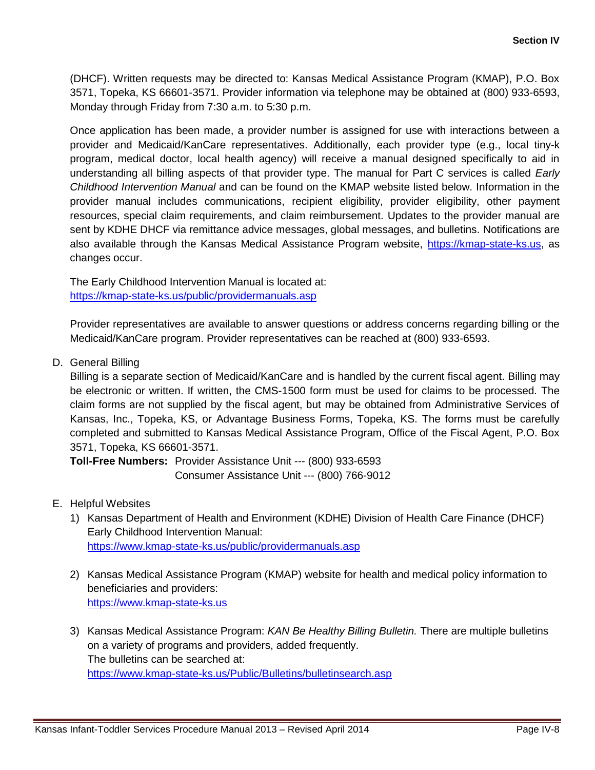(DHCF). Written requests may be directed to: Kansas Medical Assistance Program (KMAP), P.O. Box 3571, Topeka, KS 66601-3571. Provider information via telephone may be obtained at (800) 933-6593, Monday through Friday from 7:30 a.m. to 5:30 p.m.

Once application has been made, a provider number is assigned for use with interactions between a provider and Medicaid/KanCare representatives. Additionally, each provider type (e.g., local tiny-k program, medical doctor, local health agency) will receive a manual designed specifically to aid in understanding all billing aspects of that provider type. The manual for Part C services is called *Early Childhood Intervention Manual* and can be found on the KMAP website listed below. Information in the provider manual includes communications, recipient eligibility, provider eligibility, other payment resources, special claim requirements, and claim reimbursement. Updates to the provider manual are sent by KDHE DHCF via remittance advice messages, global messages, and bulletins. Notifications are also available through the Kansas Medical Assistance Program website, https://kmap-state-ks.us, as changes occur.

The Early Childhood Intervention Manual is located at:
https://kmap-state-ks.us/public/providermanuals.asp

Provider representatives are available to answer questions or address concerns regarding billing or the Medicaid/KanCare program. Provider representatives can be reached at (800) 933-6593.

D. General Billing

Billing is a separate section of Medicaid/KanCare and is handled by the current fiscal agent. Billing may be electronic or written. If written, the CMS-1500 form must be used for claims to be processed. The claim forms are not supplied by the fiscal agent, but may be obtained from Administrative Services of Kansas, Inc., Topeka, KS, or Advantage Business Forms, Topeka, KS. The forms must be carefully completed and submitted to Kansas Medical Assistance Program, Office of the Fiscal Agent, P.O. Box 3571, Topeka, KS 66601-3571.

**Toll-Free Numbers:** Provider Assistance Unit --- (800) 933-6593
Consumer Assistance Unit --- (800) 766-9012

E. Helpful Websites

1) Kansas Department of Health and Environment (KDHE) Division of Health Care Finance (DHCF) Early Childhood Intervention Manual:
https://www.kmap-state-ks.us/public/providermanuals.asp

2) Kansas Medical Assistance Program (KMAP) website for health and medical policy information to beneficiaries and providers:
https://www.kmap-state-ks.us

3) Kansas Medical Assistance Program: *KAN Be Healthy Billing Bulletin.* There are multiple bulletins on a variety of programs and providers, added frequently.
The bulletins can be searched at:
https://www.kmap-state-ks.us/Public/Bulletins/bulletinsearch.asp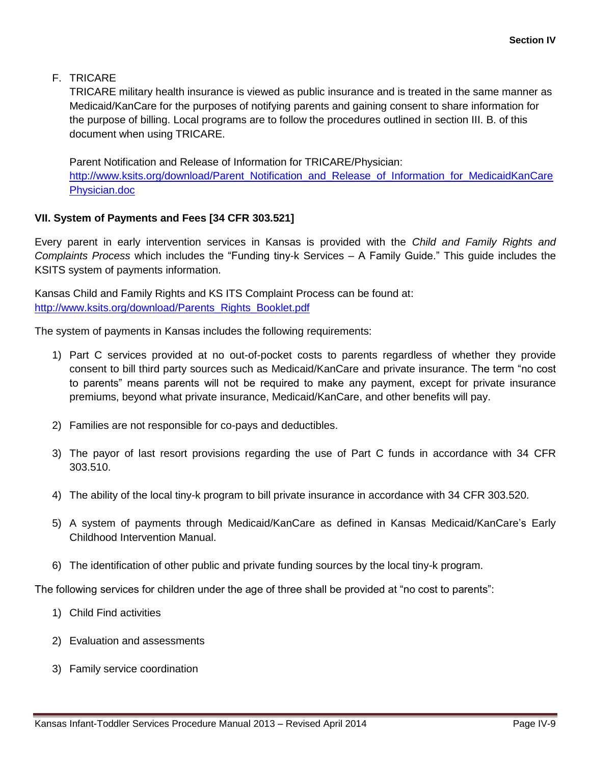F. TRICARE

TRICARE military health insurance is viewed as public insurance and is treated in the same manner as Medicaid/KanCare for the purposes of notifying parents and gaining consent to share information for the purpose of billing. Local programs are to follow the procedures outlined in section III. B. of this document when using TRICARE.

Parent Notification and Release of Information for TRICARE/Physician:
http://www.ksits.org/download/Parent_Notification_and_Release_of_Information_for_MedicaidKanCarePhysician.doc

## VII. System of Payments and Fees [34 CFR 303.521]

Every parent in early intervention services in Kansas is provided with the *Child and Family Rights and Complaints Process* which includes the "Funding tiny-k Services – A Family Guide." This guide includes the KSITS system of payments information.

Kansas Child and Family Rights and KS ITS Complaint Process can be found at:
http://www.ksits.org/download/Parents_Rights_Booklet.pdf

The system of payments in Kansas includes the following requirements:

1) Part C services provided at no out-of-pocket costs to parents regardless of whether they provide consent to bill third party sources such as Medicaid/KanCare and private insurance. The term "no cost to parents" means parents will not be required to make any payment, except for private insurance premiums, beyond what private insurance, Medicaid/KanCare, and other benefits will pay.
2) Families are not responsible for co-pays and deductibles.
3) The payor of last resort provisions regarding the use of Part C funds in accordance with 34 CFR 303.510.
4) The ability of the local tiny-k program to bill private insurance in accordance with 34 CFR 303.520.
5) A system of payments through Medicaid/KanCare as defined in Kansas Medicaid/KanCare's Early Childhood Intervention Manual.
6) The identification of other public and private funding sources by the local tiny-k program.

The following services for children under the age of three shall be provided at "no cost to parents":

1) Child Find activities
2) Evaluation and assessments
3) Family service coordination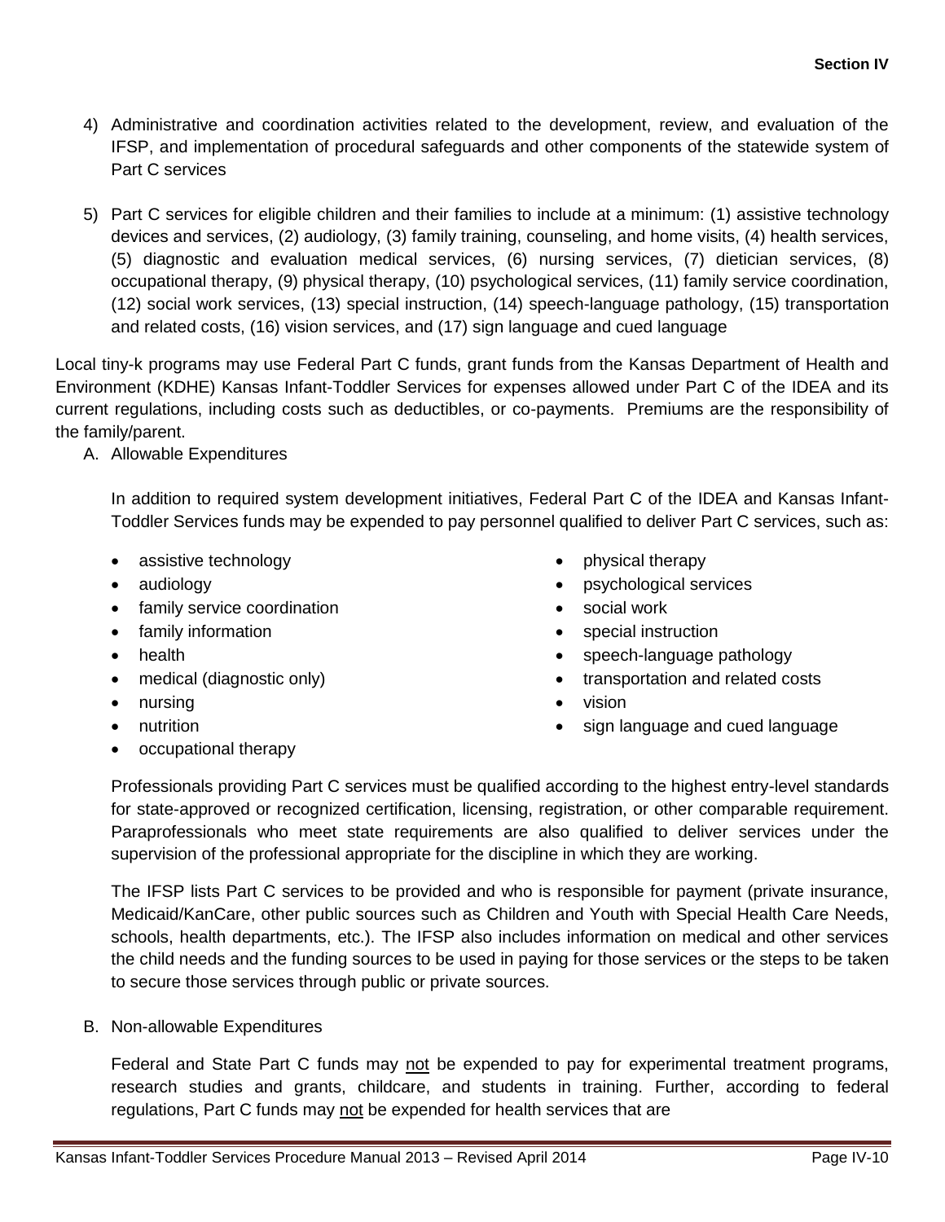4) Administrative and coordination activities related to the development, review, and evaluation of the IFSP, and implementation of procedural safeguards and other components of the statewide system of Part C services

5) Part C services for eligible children and their families to include at a minimum: (1) assistive technology devices and services, (2) audiology, (3) family training, counseling, and home visits, (4) health services, (5) diagnostic and evaluation medical services, (6) nursing services, (7) dietician services, (8) occupational therapy, (9) physical therapy, (10) psychological services, (11) family service coordination, (12) social work services, (13) special instruction, (14) speech-language pathology, (15) transportation and related costs, (16) vision services, and (17) sign language and cued language

Local tiny-k programs may use Federal Part C funds, grant funds from the Kansas Department of Health and Environment (KDHE) Kansas Infant-Toddler Services for expenses allowed under Part C of the IDEA and its current regulations, including costs such as deductibles, or co-payments. Premiums are the responsibility of the family/parent.

A. Allowable Expenditures

In addition to required system development initiatives, Federal Part C of the IDEA and Kansas Infant-Toddler Services funds may be expended to pay personnel qualified to deliver Part C services, such as:

- assistive technology
- audiology
- family service coordination
- family information
- health
- medical (diagnostic only)
- nursing
- nutrition
- occupational therapy
- physical therapy
- psychological services
- social work
- special instruction
- speech-language pathology
- transportation and related costs
- vision
- sign language and cued language

Professionals providing Part C services must be qualified according to the highest entry-level standards for state-approved or recognized certification, licensing, registration, or other comparable requirement. Paraprofessionals who meet state requirements are also qualified to deliver services under the supervision of the professional appropriate for the discipline in which they are working.

The IFSP lists Part C services to be provided and who is responsible for payment (private insurance, Medicaid/KanCare, other public sources such as Children and Youth with Special Health Care Needs, schools, health departments, etc.). The IFSP also includes information on medical and other services the child needs and the funding sources to be used in paying for those services or the steps to be taken to secure those services through public or private sources.

B. Non-allowable Expenditures

Federal and State Part C funds may not be expended to pay for experimental treatment programs, research studies and grants, childcare, and students in training. Further, according to federal regulations, Part C funds may not be expended for health services that are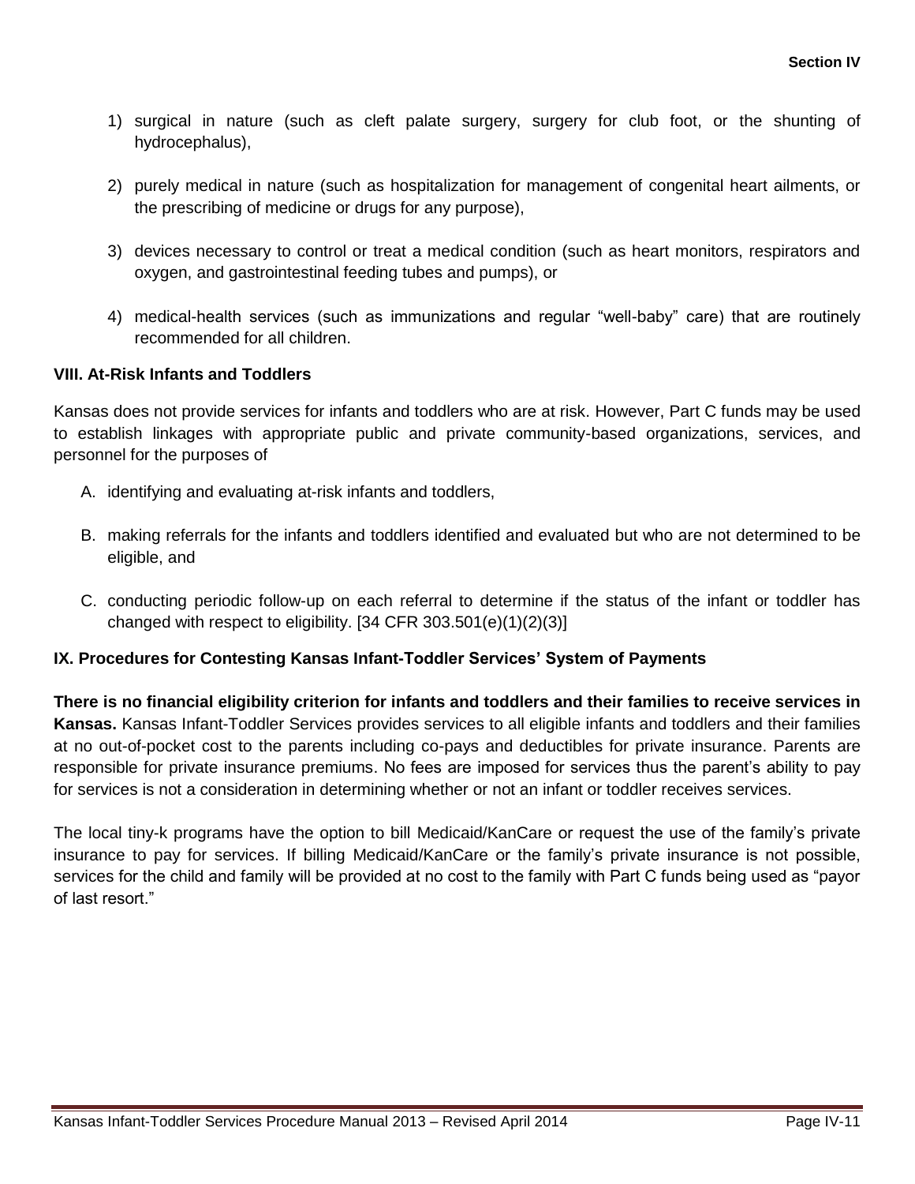1) surgical in nature (such as cleft palate surgery, surgery for club foot, or the shunting of hydrocephalus),

2) purely medical in nature (such as hospitalization for management of congenital heart ailments, or the prescribing of medicine or drugs for any purpose),

3) devices necessary to control or treat a medical condition (such as heart monitors, respirators and oxygen, and gastrointestinal feeding tubes and pumps), or

4) medical-health services (such as immunizations and regular "well-baby" care) that are routinely recommended for all children.

## VIII. At-Risk Infants and Toddlers

Kansas does not provide services for infants and toddlers who are at risk. However, Part C funds may be used to establish linkages with appropriate public and private community-based organizations, services, and personnel for the purposes of

A. identifying and evaluating at-risk infants and toddlers,

B. making referrals for the infants and toddlers identified and evaluated but who are not determined to be eligible, and

C. conducting periodic follow-up on each referral to determine if the status of the infant or toddler has changed with respect to eligibility. [34 CFR 303.501(e)(1)(2)(3)]

## IX. Procedures for Contesting Kansas Infant-Toddler Services' System of Payments

**There is no financial eligibility criterion for infants and toddlers and their families to receive services in Kansas.** Kansas Infant-Toddler Services provides services to all eligible infants and toddlers and their families at no out-of-pocket cost to the parents including co-pays and deductibles for private insurance. Parents are responsible for private insurance premiums. No fees are imposed for services thus the parent's ability to pay for services is not a consideration in determining whether or not an infant or toddler receives services.

The local tiny-k programs have the option to bill Medicaid/KanCare or request the use of the family's private insurance to pay for services. If billing Medicaid/KanCare or the family's private insurance is not possible, services for the child and family will be provided at no cost to the family with Part C funds being used as "payor of last resort."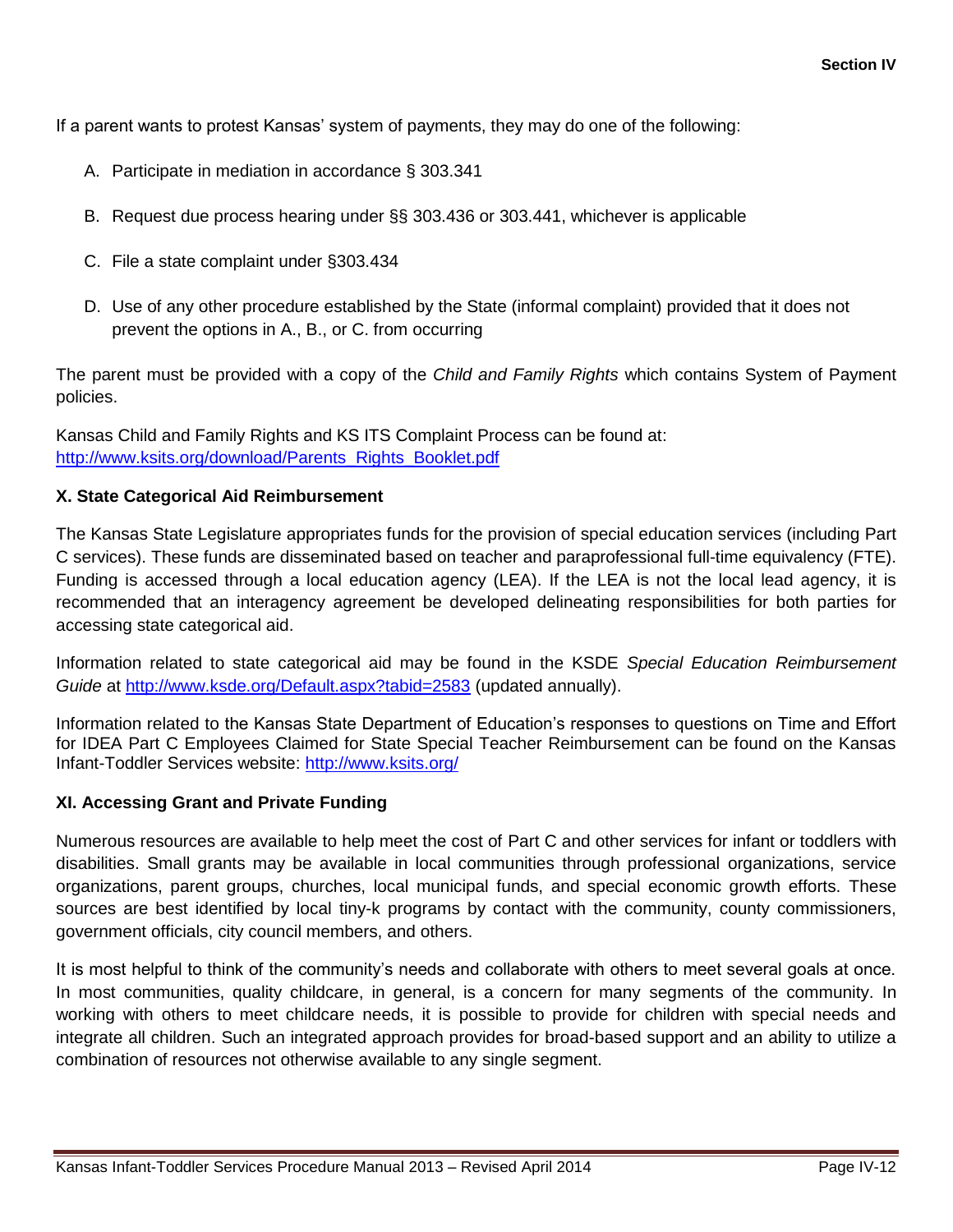If a parent wants to protest Kansas' system of payments, they may do one of the following:

A. Participate in mediation in accordance § 303.341

B. Request due process hearing under §§ 303.436 or 303.441, whichever is applicable

C. File a state complaint under §303.434

D. Use of any other procedure established by the State (informal complaint) provided that it does not prevent the options in A., B., or C. from occurring

The parent must be provided with a copy of the *Child and Family Rights* which contains System of Payment policies.

Kansas Child and Family Rights and KS ITS Complaint Process can be found at: http://www.ksits.org/download/Parents_Rights_Booklet.pdf

### X. State Categorical Aid Reimbursement

The Kansas State Legislature appropriates funds for the provision of special education services (including Part C services). These funds are disseminated based on teacher and paraprofessional full-time equivalency (FTE). Funding is accessed through a local education agency (LEA). If the LEA is not the local lead agency, it is recommended that an interagency agreement be developed delineating responsibilities for both parties for accessing state categorical aid.

Information related to state categorical aid may be found in the KSDE *Special Education Reimbursement Guide* at http://www.ksde.org/Default.aspx?tabid=2583 (updated annually).

Information related to the Kansas State Department of Education's responses to questions on Time and Effort for IDEA Part C Employees Claimed for State Special Teacher Reimbursement can be found on the Kansas Infant-Toddler Services website: http://www.ksits.org/

### XI. Accessing Grant and Private Funding

Numerous resources are available to help meet the cost of Part C and other services for infant or toddlers with disabilities. Small grants may be available in local communities through professional organizations, service organizations, parent groups, churches, local municipal funds, and special economic growth efforts. These sources are best identified by local tiny-k programs by contact with the community, county commissioners, government officials, city council members, and others.

It is most helpful to think of the community's needs and collaborate with others to meet several goals at once. In most communities, quality childcare, in general, is a concern for many segments of the community. In working with others to meet childcare needs, it is possible to provide for children with special needs and integrate all children. Such an integrated approach provides for broad-based support and an ability to utilize a combination of resources not otherwise available to any single segment.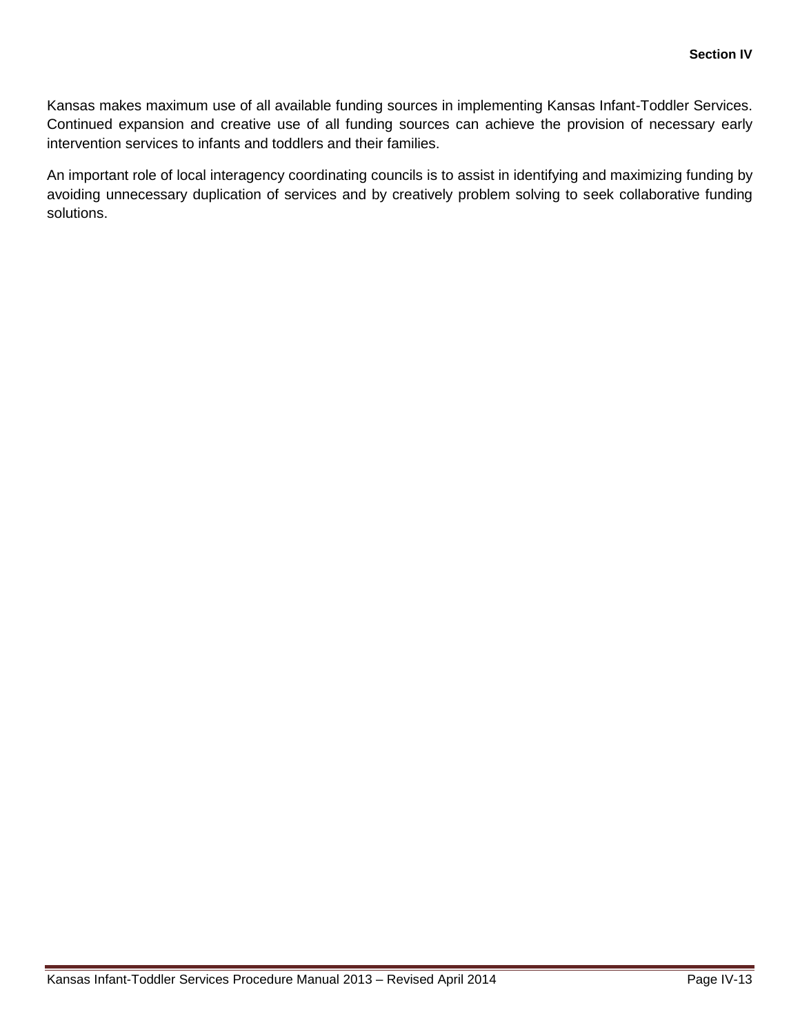Kansas makes maximum use of all available funding sources in implementing Kansas Infant-Toddler Services. Continued expansion and creative use of all funding sources can achieve the provision of necessary early intervention services to infants and toddlers and their families.

An important role of local interagency coordinating councils is to assist in identifying and maximizing funding by avoiding unnecessary duplication of services and by creatively problem solving to seek collaborative funding solutions.